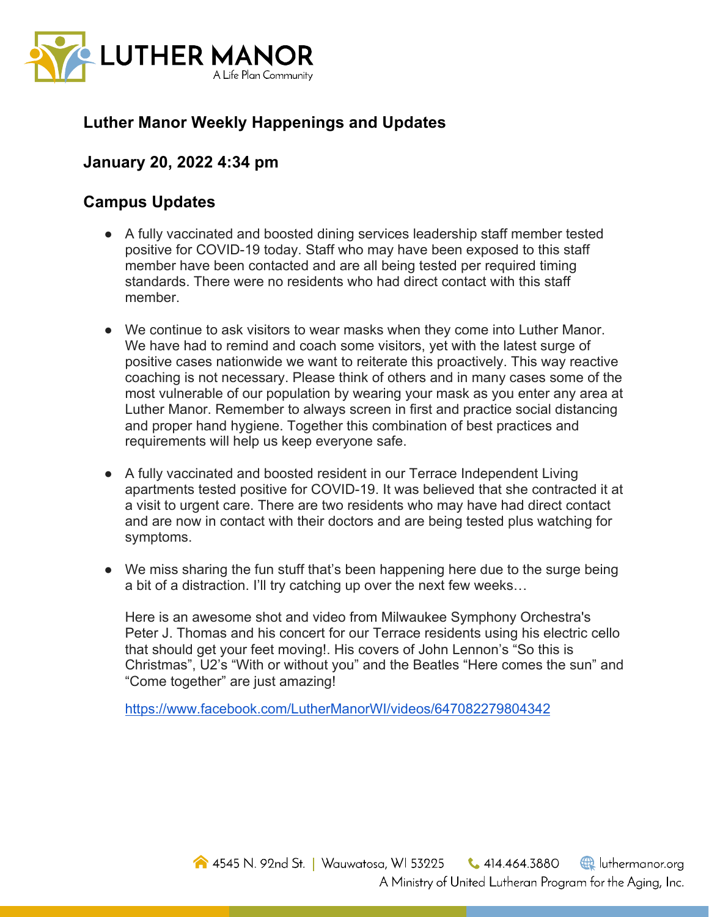LUTHER MANOR
A Life Plan Community

## Luther Manor Weekly Happenings and Updates

## January 20, 2022 4:34 pm

## Campus Updates

- A fully vaccinated and boosted dining services leadership staff member tested positive for COVID-19 today. Staff who may have been exposed to this staff member have been contacted and are all being tested per required timing standards. There were no residents who had direct contact with this staff member.

- We continue to ask visitors to wear masks when they come into Luther Manor. We have had to remind and coach some visitors, yet with the latest surge of positive cases nationwide we want to reiterate this proactively. This way reactive coaching is not necessary. Please think of others and in many cases some of the most vulnerable of our population by wearing your mask as you enter any area at Luther Manor. Remember to always screen in first and practice social distancing and proper hand hygiene. Together this combination of best practices and requirements will help us keep everyone safe.

- A fully vaccinated and boosted resident in our Terrace Independent Living apartments tested positive for COVID-19. It was believed that she contracted it at a visit to urgent care. There are two residents who may have had direct contact and are now in contact with their doctors and are being tested plus watching for symptoms.

- We miss sharing the fun stuff that's been happening here due to the surge being a bit of a distraction. I'll try catching up over the next few weeks…

  Here is an awesome shot and video from Milwaukee Symphony Orchestra's Peter J. Thomas and his concert for our Terrace residents using his electric cello that should get your feet moving!. His covers of John Lennon's "So this is Christmas", U2's "With or without you" and the Beatles "Here comes the sun" and "Come together" are just amazing!

  https://www.facebook.com/LutherManorWI/videos/647082279804342

4545 N. 92nd St. | Wauwatosa, WI 53225 414.464.3880 luthermanor.org
A Ministry of United Lutheran Program for the Aging, Inc.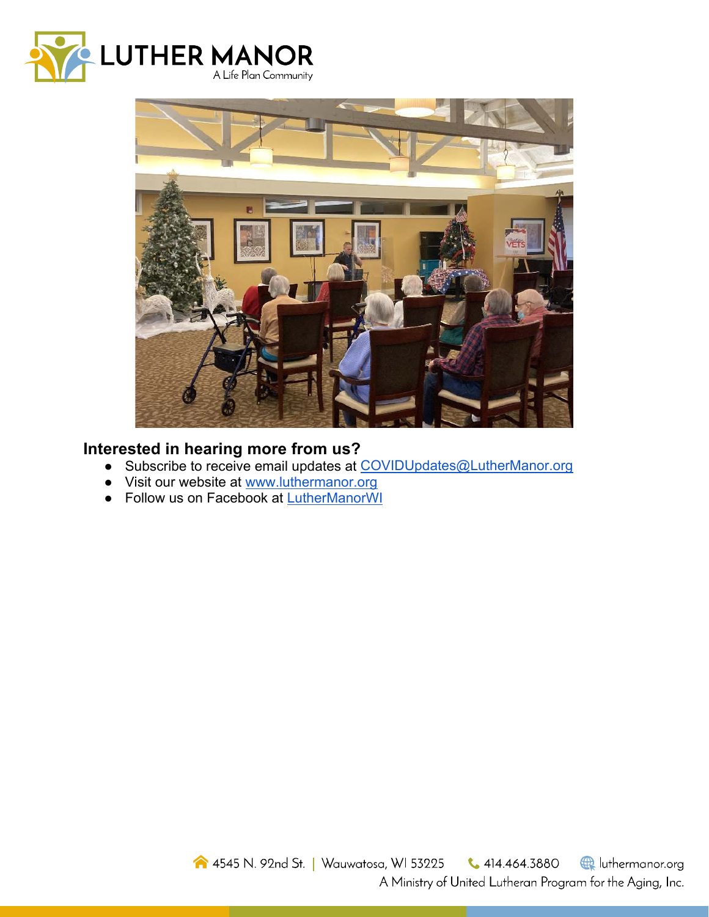**Interested in hearing more from us?**

- Subscribe to receive email updates at COVIDUpdates@LutherManor.org
- Visit our website at www.luthermanor.org
- Follow us on Facebook at LutherManorWI

4545 N. 92nd St. | Wauwatosa, WI 53225 414.464.3880 luthermanor.org

A Ministry of United Lutheran Program for the Aging, Inc.